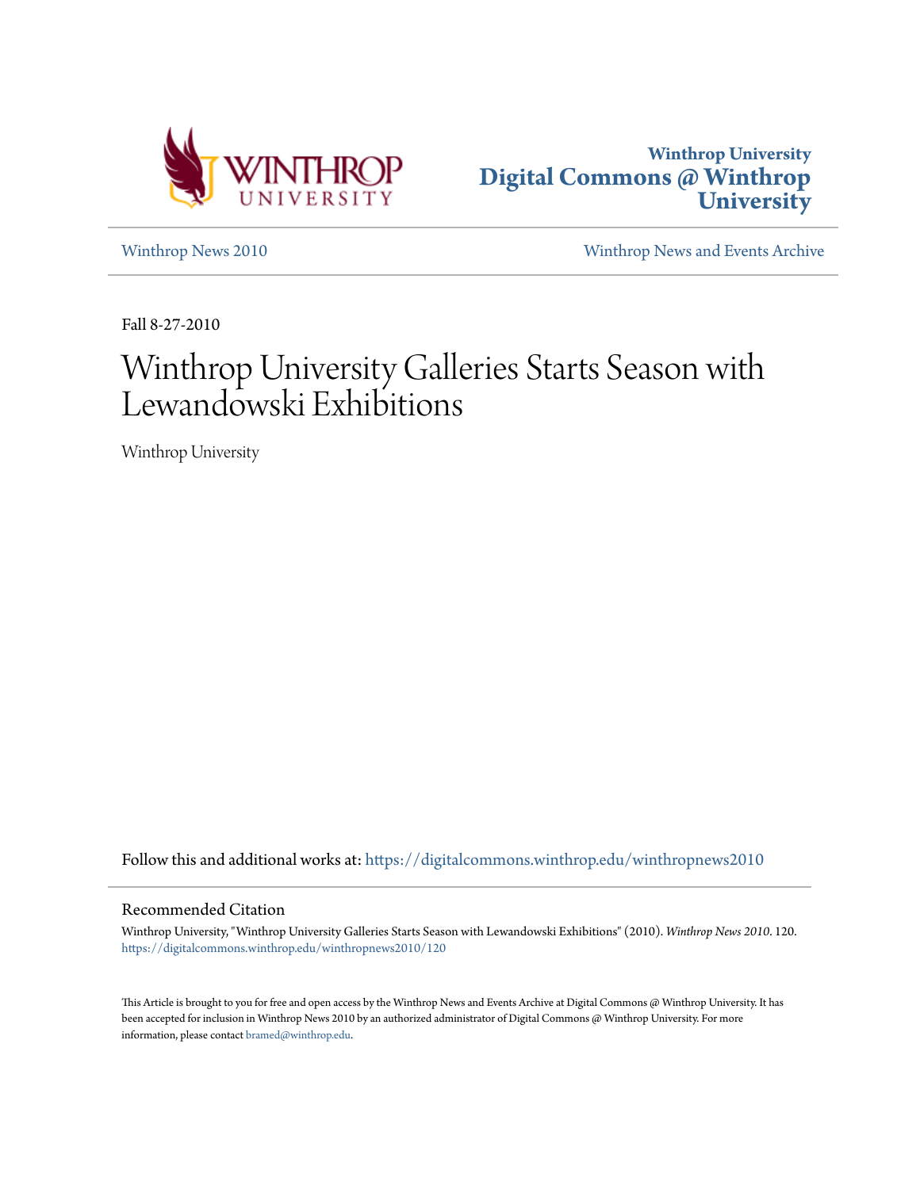Winthrop University
Digital Commons @ Winthrop University

Winthrop News 2010

Winthrop News and Events Archive

Fall 8-27-2010

# Winthrop University Galleries Starts Season with Lewandowski Exhibitions

Winthrop University

Follow this and additional works at: https://digitalcommons.winthrop.edu/winthropnews2010

## Recommended Citation

Winthrop University, "Winthrop University Galleries Starts Season with Lewandowski Exhibitions" (2010). *Winthrop News 2010*. 120.
https://digitalcommons.winthrop.edu/winthropnews2010/120

This Article is brought to you for free and open access by the Winthrop News and Events Archive at Digital Commons @ Winthrop University. It has been accepted for inclusion in Winthrop News 2010 by an authorized administrator of Digital Commons @ Winthrop University. For more information, please contact bramed@winthrop.edu.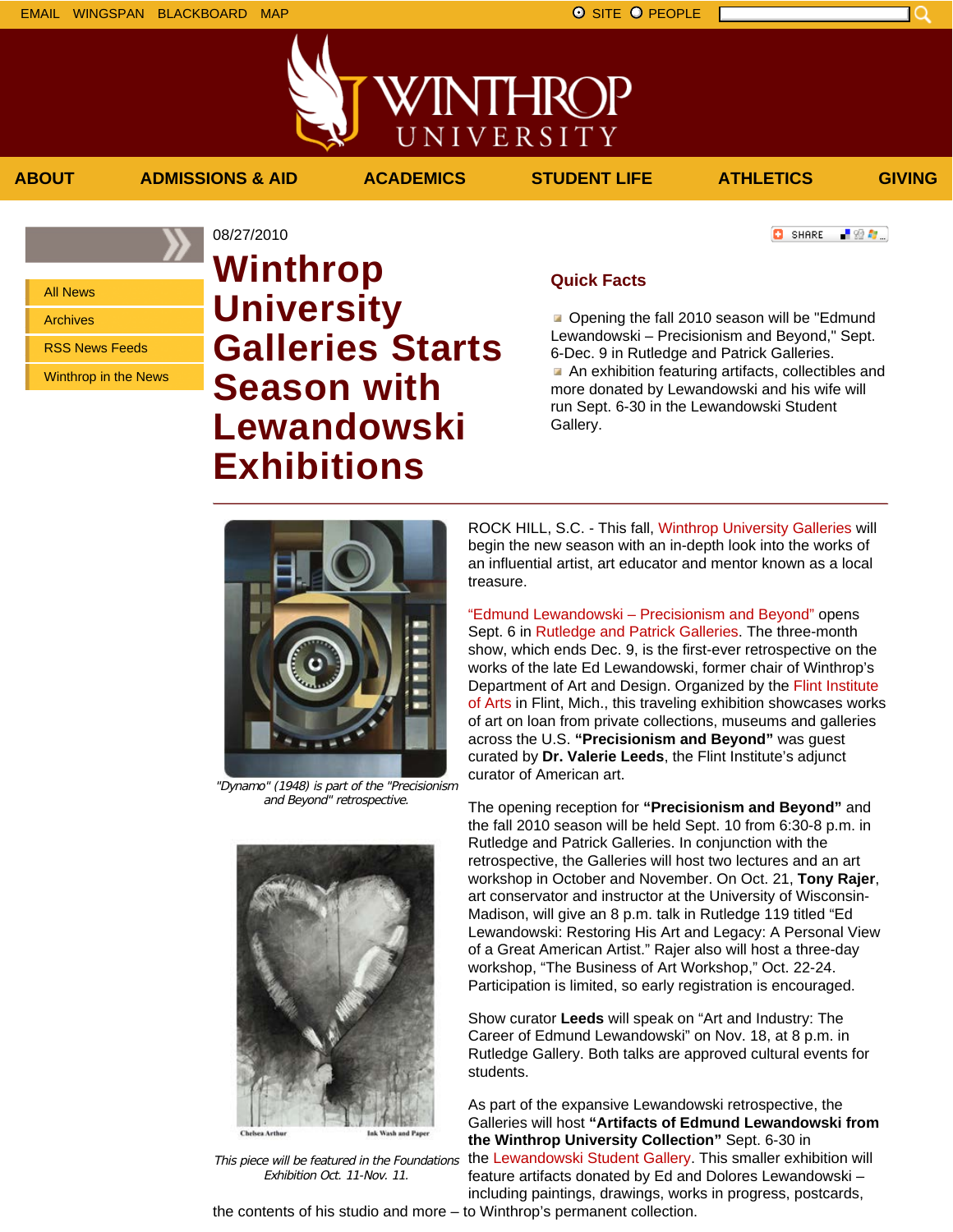EMAIL WINGSPAN BLACKBOARD MAP

SITE PEOPLE

ABOUT | ADMISSIONS & AID | ACADEMICS | STUDENT LIFE | ATHLETICS | GIVING

- All News
- Archives
- RSS News Feeds
- Winthrop in the News

08/27/2010

# Winthrop University Galleries Starts Season with Lewandowski Exhibitions

## Quick Facts

- Opening the fall 2010 season will be "Edmund Lewandowski – Precisionism and Beyond," Sept. 6-Dec. 9 in Rutledge and Patrick Galleries.
- An exhibition featuring artifacts, collectibles and more donated by Lewandowski and his wife will run Sept. 6-30 in the Lewandowski Student Gallery.

*"Dynamo" (1948) is part of the "Precisionism and Beyond" retrospective.*

*This piece will be featured in the Foundations Exhibition Oct. 11-Nov. 11.*

ROCK HILL, S.C. - This fall, Winthrop University Galleries will begin the new season with an in-depth look into the works of an influential artist, art educator and mentor known as a local treasure.

"Edmund Lewandowski – Precisionism and Beyond" opens Sept. 6 in Rutledge and Patrick Galleries. The three-month show, which ends Dec. 9, is the first-ever retrospective on the works of the late Ed Lewandowski, former chair of Winthrop's Department of Art and Design. Organized by the Flint Institute of Arts in Flint, Mich., this traveling exhibition showcases works of art on loan from private collections, museums and galleries across the U.S. **"Precisionism and Beyond"** was guest curated by **Dr. Valerie Leeds**, the Flint Institute's adjunct curator of American art.

The opening reception for **"Precisionism and Beyond"** and the fall 2010 season will be held Sept. 10 from 6:30-8 p.m. in Rutledge and Patrick Galleries. In conjunction with the retrospective, the Galleries will host two lectures and an art workshop in October and November. On Oct. 21, **Tony Rajer**, art conservator and instructor at the University of Wisconsin-Madison, will give an 8 p.m. talk in Rutledge 119 titled "Ed Lewandowski: Restoring His Art and Legacy: A Personal View of a Great American Artist." Rajer also will host a three-day workshop, "The Business of Art Workshop," Oct. 22-24. Participation is limited, so early registration is encouraged.

Show curator **Leeds** will speak on "Art and Industry: The Career of Edmund Lewandowski" on Nov. 18, at 8 p.m. in Rutledge Gallery. Both talks are approved cultural events for students.

As part of the expansive Lewandowski retrospective, the Galleries will host **"Artifacts of Edmund Lewandowski from the Winthrop University Collection"** Sept. 6-30 in the Lewandowski Student Gallery. This smaller exhibition will feature artifacts donated by Ed and Dolores Lewandowski – including paintings, drawings, works in progress, postcards, the contents of his studio and more – to Winthrop's permanent collection.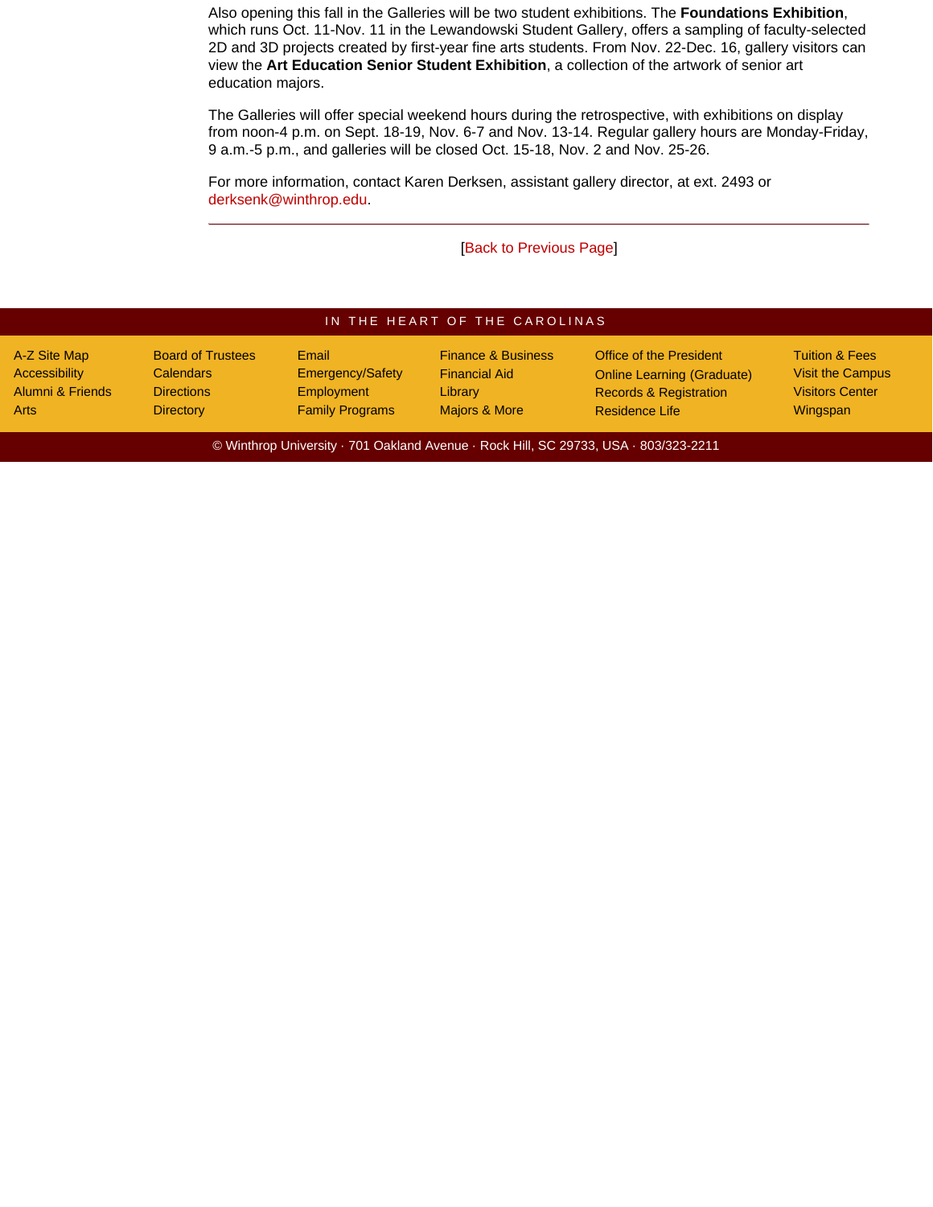Also opening this fall in the Galleries will be two student exhibitions. The **Foundations Exhibition**, which runs Oct. 11-Nov. 11 in the Lewandowski Student Gallery, offers a sampling of faculty-selected 2D and 3D projects created by first-year fine arts students. From Nov. 22-Dec. 16, gallery visitors can view the **Art Education Senior Student Exhibition**, a collection of the artwork of senior art education majors.

The Galleries will offer special weekend hours during the retrospective, with exhibitions on display from noon-4 p.m. on Sept. 18-19, Nov. 6-7 and Nov. 13-14. Regular gallery hours are Monday-Friday, 9 a.m.-5 p.m., and galleries will be closed Oct. 15-18, Nov. 2 and Nov. 25-26.

For more information, contact Karen Derksen, assistant gallery director, at ext. 2493 or derksenk@winthrop.edu.

---

[Back to Previous Page]

IN THE HEART OF THE CAROLINAS

A-Z Site Map
Accessibility
Alumni & Friends
Arts
Board of Trustees
Calendars
Directions
Directory
Email
Emergency/Safety
Employment
Family Programs
Finance & Business
Financial Aid
Library
Majors & More
Office of the President
Online Learning (Graduate)
Records & Registration
Residence Life
Tuition & Fees
Visit the Campus
Visitors Center
Wingspan

© Winthrop University · 701 Oakland Avenue · Rock Hill, SC 29733, USA · 803/323-2211